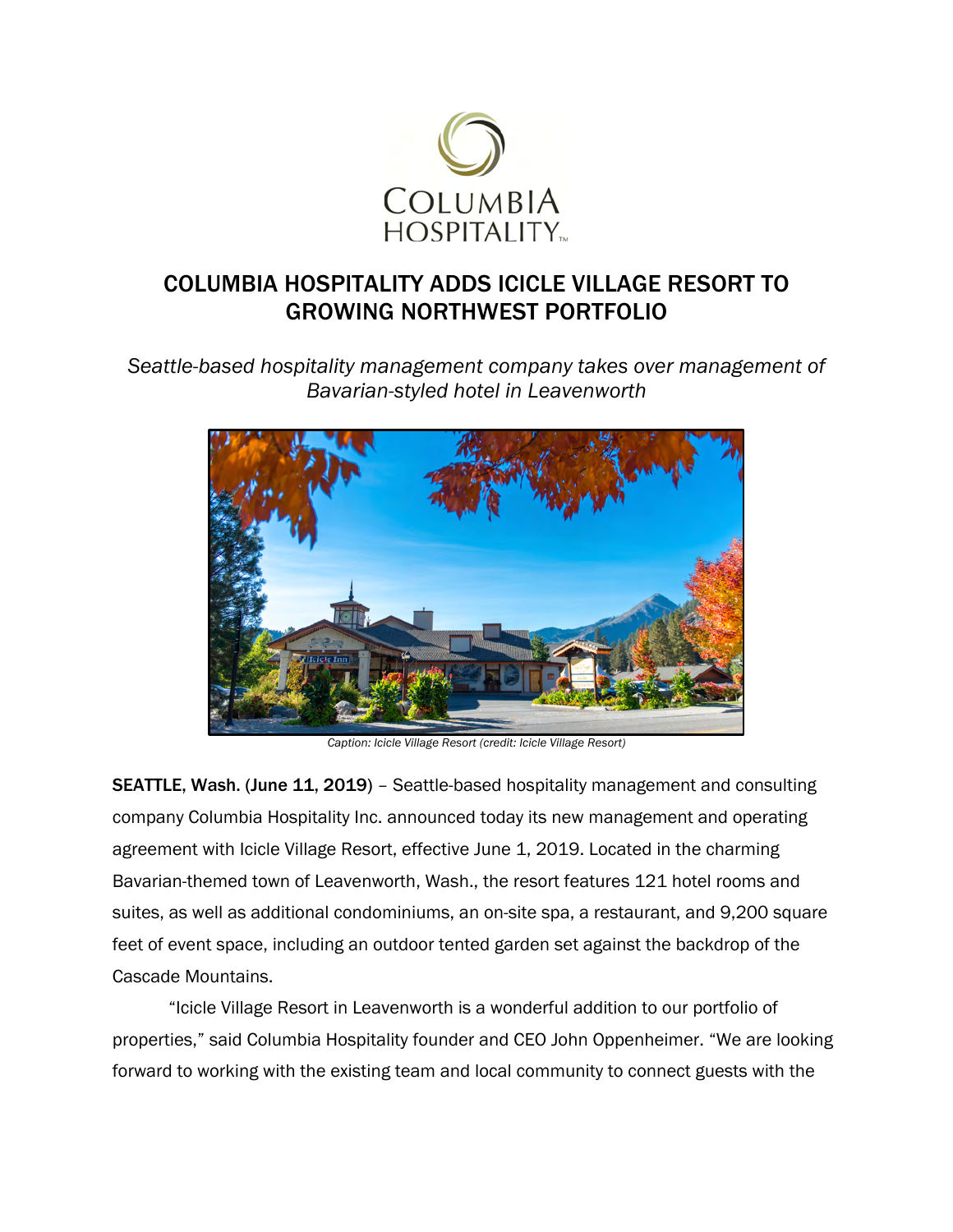# COLUMBIA HOSPITALITY ADDS ICICLE VILLAGE RESORT TO GROWING NORTHWEST PORTFOLIO

*Seattle-based hospitality management company takes over management of Bavarian-styled hotel in Leavenworth*

*Caption: Icicle Village Resort (credit: Icicle Village Resort)*

**SEATTLE, Wash.** (**June 11, 2019**) – Seattle-based hospitality management and consulting company Columbia Hospitality Inc. announced today its new management and operating agreement with Icicle Village Resort, effective June 1, 2019. Located in the charming Bavarian-themed town of Leavenworth, Wash., the resort features 121 hotel rooms and suites, as well as additional condominiums, an on-site spa, a restaurant, and 9,200 square feet of event space, including an outdoor tented garden set against the backdrop of the Cascade Mountains.

"Icicle Village Resort in Leavenworth is a wonderful addition to our portfolio of properties," said Columbia Hospitality founder and CEO John Oppenheimer. "We are looking forward to working with the existing team and local community to connect guests with the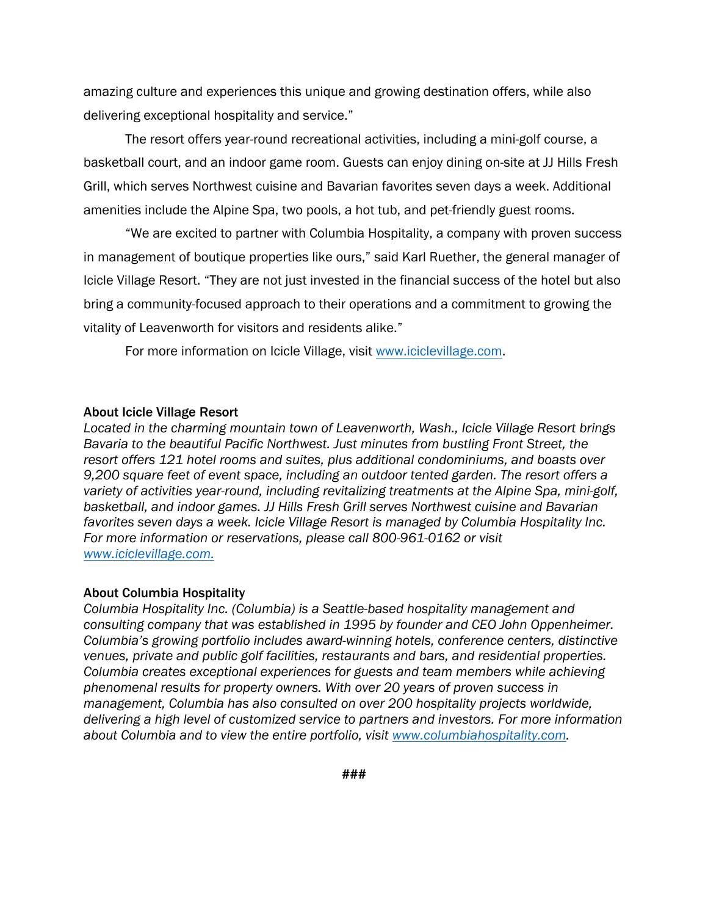amazing culture and experiences this unique and growing destination offers, while also delivering exceptional hospitality and service."

The resort offers year-round recreational activities, including a mini-golf course, a basketball court, and an indoor game room. Guests can enjoy dining on-site at JJ Hills Fresh Grill, which serves Northwest cuisine and Bavarian favorites seven days a week. Additional amenities include the Alpine Spa, two pools, a hot tub, and pet-friendly guest rooms.

"We are excited to partner with Columbia Hospitality, a company with proven success in management of boutique properties like ours," said Karl Ruether, the general manager of Icicle Village Resort. "They are not just invested in the financial success of the hotel but also bring a community-focused approach to their operations and a commitment to growing the vitality of Leavenworth for visitors and residents alike."

For more information on Icicle Village, visit www.iciclevillage.com.

**About Icicle Village Resort**

*Located in the charming mountain town of Leavenworth, Wash., Icicle Village Resort brings Bavaria to the beautiful Pacific Northwest. Just minutes from bustling Front Street, the resort offers 121 hotel rooms and suites, plus additional condominiums, and boasts over 9,200 square feet of event space, including an outdoor tented garden. The resort offers a variety of activities year-round, including revitalizing treatments at the Alpine Spa, mini-golf, basketball, and indoor games. JJ Hills Fresh Grill serves Northwest cuisine and Bavarian favorites seven days a week. Icicle Village Resort is managed by Columbia Hospitality Inc. For more information or reservations, please call 800-961-0162 or visit www.iciclevillage.com.*

**About Columbia Hospitality**

*Columbia Hospitality Inc. (Columbia) is a Seattle-based hospitality management and consulting company that was established in 1995 by founder and CEO John Oppenheimer. Columbia's growing portfolio includes award-winning hotels, conference centers, distinctive venues, private and public golf facilities, restaurants and bars, and residential properties. Columbia creates exceptional experiences for guests and team members while achieving phenomenal results for property owners. With over 20 years of proven success in management, Columbia has also consulted on over 200 hospitality projects worldwide, delivering a high level of customized service to partners and investors. For more information about Columbia and to view the entire portfolio, visit www.columbiahospitality.com.*

###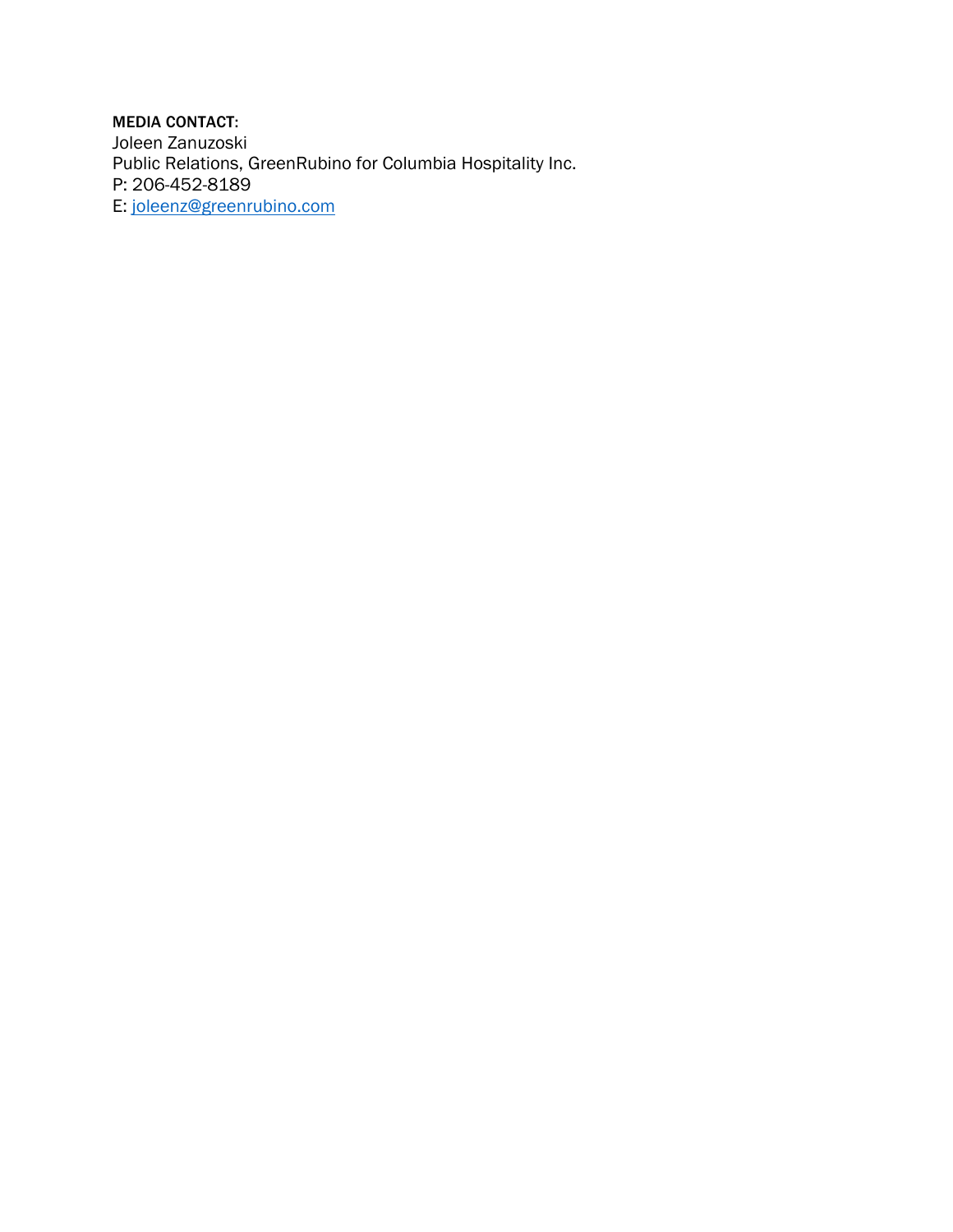**MEDIA CONTACT:**
Joleen Zanuzoski
Public Relations, GreenRubino for Columbia Hospitality Inc.
P: 206-452-8189
E: [joleenz@greenrubino.com](mailto:joleenz@greenrubino.com)